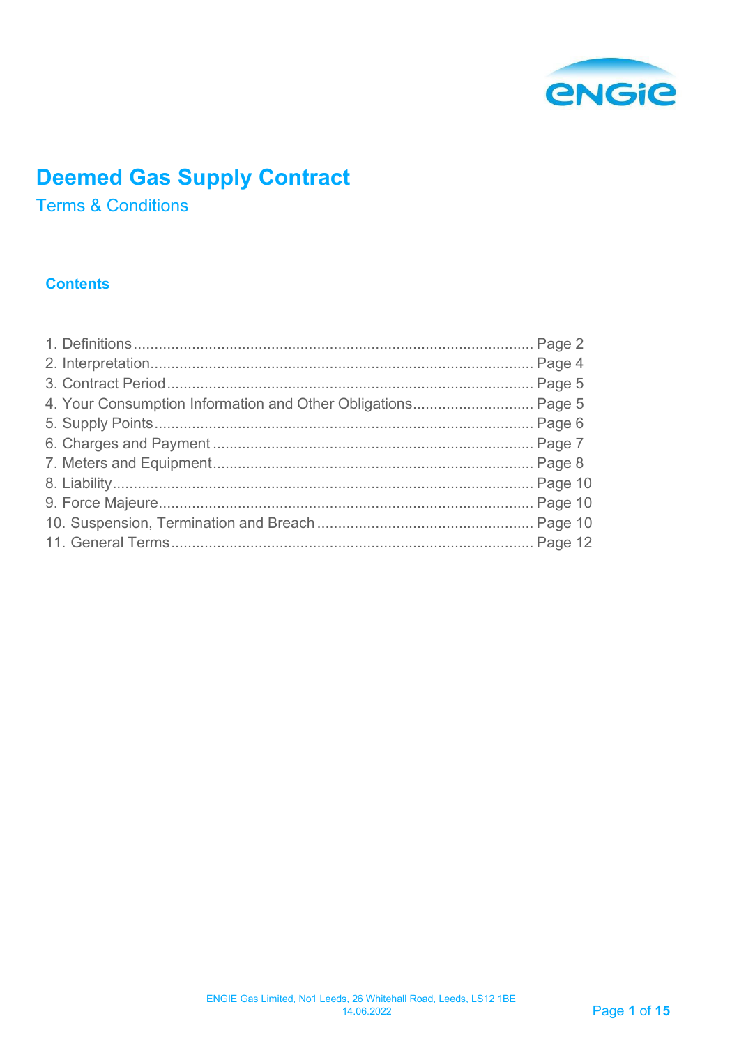# Deemed Gas Supply Contract

## Terms & Conditions

### Contents

1. Definitions ........................................................ Page 2
2. Interpretation ........................................................ Page 4
3. Contract Period ........................................................ Page 5
4. Your Consumption Information and Other Obligations ........................ Page 5
5. Supply Points ........................................................ Page 6
6. Charges and Payment ........................................................ Page 7
7. Meters and Equipment ........................................................ Page 8
8. Liability ........................................................ Page 10
9. Force Majeure ........................................................ Page 10
10. Suspension, Termination and Breach ........................................ Page 10
11. General Terms ........................................................ Page 12

ENGIE Gas Limited, No1 Leeds, 26 Whitehall Road, Leeds, LS12 1BE
14.06.2022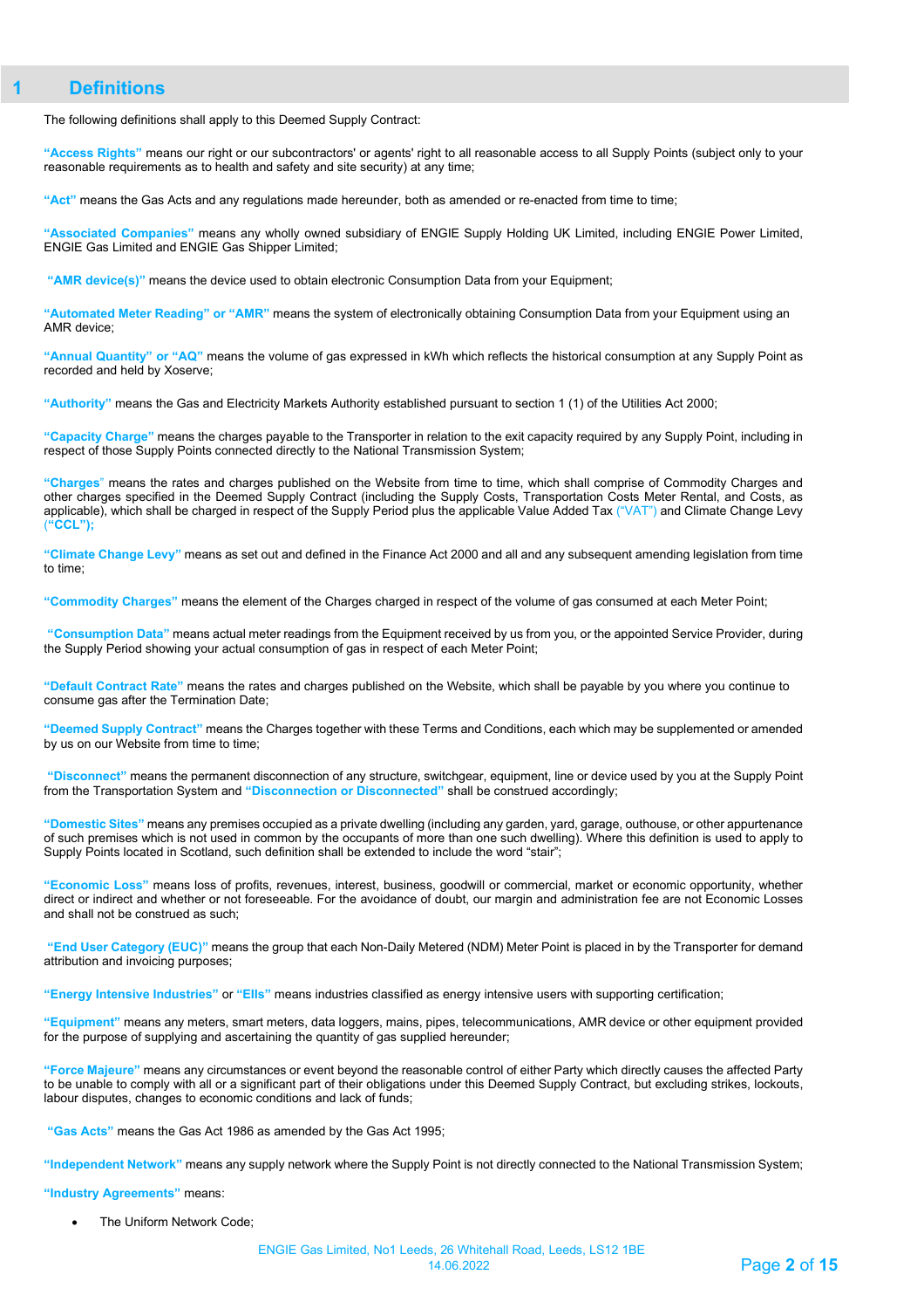# 1 Definitions

The following definitions shall apply to this Deemed Supply Contract:

**"Access Rights"** means our right or our subcontractors' or agents' right to all reasonable access to all Supply Points (subject only to your reasonable requirements as to health and safety and site security) at any time;

**"Act"** means the Gas Acts and any regulations made hereunder, both as amended or re-enacted from time to time;

**"Associated Companies"** means any wholly owned subsidiary of ENGIE Supply Holding UK Limited, including ENGIE Power Limited, ENGIE Gas Limited and ENGIE Gas Shipper Limited;

**"AMR device(s)"** means the device used to obtain electronic Consumption Data from your Equipment;

**"Automated Meter Reading" or "AMR"** means the system of electronically obtaining Consumption Data from your Equipment using an AMR device;

**"Annual Quantity" or "AQ"** means the volume of gas expressed in kWh which reflects the historical consumption at any Supply Point as recorded and held by Xoserve;

**"Authority"** means the Gas and Electricity Markets Authority established pursuant to section 1 (1) of the Utilities Act 2000;

**"Capacity Charge"** means the charges payable to the Transporter in relation to the exit capacity required by any Supply Point, including in respect of those Supply Points connected directly to the National Transmission System;

**"Charges"** means the rates and charges published on the Website from time to time, which shall comprise of Commodity Charges and other charges specified in the Deemed Supply Contract (including the Supply Costs, Transportation Costs Meter Rental, and Costs, as applicable), which shall be charged in respect of the Supply Period plus the applicable Value Added Tax ("VAT") and Climate Change Levy **("CCL");**

**"Climate Change Levy"** means as set out and defined in the Finance Act 2000 and all and any subsequent amending legislation from time to time;

**"Commodity Charges"** means the element of the Charges charged in respect of the volume of gas consumed at each Meter Point;

**"Consumption Data"** means actual meter readings from the Equipment received by us from you, or the appointed Service Provider, during the Supply Period showing your actual consumption of gas in respect of each Meter Point;

**"Default Contract Rate"** means the rates and charges published on the Website, which shall be payable by you where you continue to consume gas after the Termination Date;

**"Deemed Supply Contract"** means the Charges together with these Terms and Conditions, each which may be supplemented or amended by us on our Website from time to time;

**"Disconnect"** means the permanent disconnection of any structure, switchgear, equipment, line or device used by you at the Supply Point from the Transportation System and **"Disconnection or Disconnected"** shall be construed accordingly;

**"Domestic Sites"** means any premises occupied as a private dwelling (including any garden, yard, garage, outhouse, or other appurtenance of such premises which is not used in common by the occupants of more than one such dwelling). Where this definition is used to apply to Supply Points located in Scotland, such definition shall be extended to include the word "stair";

**"Economic Loss"** means loss of profits, revenues, interest, business, goodwill or commercial, market or economic opportunity, whether direct or indirect and whether or not foreseeable. For the avoidance of doubt, our margin and administration fee are not Economic Losses and shall not be construed as such;

**"End User Category (EUC)"** means the group that each Non-Daily Metered (NDM) Meter Point is placed in by the Transporter for demand attribution and invoicing purposes;

**"Energy Intensive Industries"** or **"EIIs"** means industries classified as energy intensive users with supporting certification;

**"Equipment"** means any meters, smart meters, data loggers, mains, pipes, telecommunications, AMR device or other equipment provided for the purpose of supplying and ascertaining the quantity of gas supplied hereunder;

**"Force Majeure"** means any circumstances or event beyond the reasonable control of either Party which directly causes the affected Party to be unable to comply with all or a significant part of their obligations under this Deemed Supply Contract, but excluding strikes, lockouts, labour disputes, changes to economic conditions and lack of funds;

**"Gas Acts"** means the Gas Act 1986 as amended by the Gas Act 1995;

**"Independent Network"** means any supply network where the Supply Point is not directly connected to the National Transmission System;

**"Industry Agreements"** means:

- The Uniform Network Code;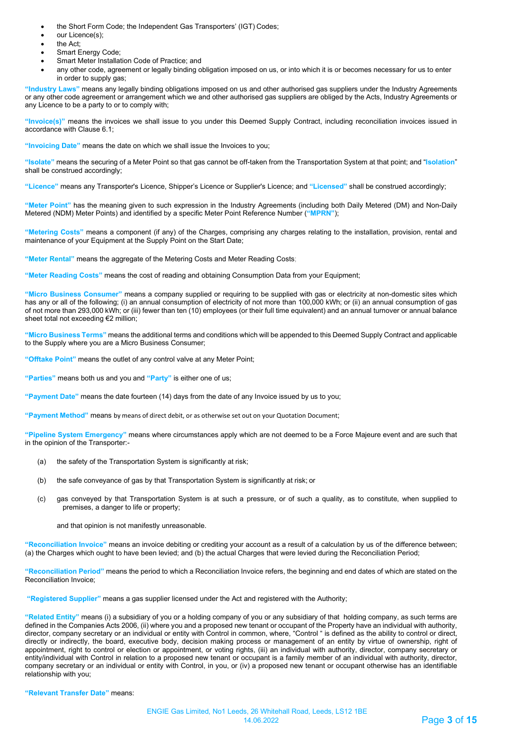- the Short Form Code; the Independent Gas Transporters' (IGT) Codes;
- our Licence(s);
- the Act;
- Smart Energy Code;
- Smart Meter Installation Code of Practice; and
- any other code, agreement or legally binding obligation imposed on us, or into which it is or becomes necessary for us to enter in order to supply gas;

**"Industry Laws"** means any legally binding obligations imposed on us and other authorised gas suppliers under the Industry Agreements or any other code agreement or arrangement which we and other authorised gas suppliers are obliged by the Acts, Industry Agreements or any Licence to be a party to or to comply with;

**"Invoice(s)"** means the invoices we shall issue to you under this Deemed Supply Contract, including reconciliation invoices issued in accordance with Clause 6.1;

**"Invoicing Date"** means the date on which we shall issue the Invoices to you;

**"Isolate"** means the securing of a Meter Point so that gas cannot be off-taken from the Transportation System at that point; and "**Isolation**" shall be construed accordingly;

**"Licence"** means any Transporter's Licence, Shipper's Licence or Supplier's Licence; and **"Licensed"** shall be construed accordingly;

**"Meter Point"** has the meaning given to such expression in the Industry Agreements (including both Daily Metered (DM) and Non-Daily Metered (NDM) Meter Points) and identified by a specific Meter Point Reference Number (**"MPRN"**);

**"Metering Costs"** means a component (if any) of the Charges, comprising any charges relating to the installation, provision, rental and maintenance of your Equipment at the Supply Point on the Start Date;

**"Meter Rental"** means the aggregate of the Metering Costs and Meter Reading Costs;

**"Meter Reading Costs"** means the cost of reading and obtaining Consumption Data from your Equipment;

**"Micro Business Consumer"** means a company supplied or requiring to be supplied with gas or electricity at non-domestic sites which has any or all of the following; (i) an annual consumption of electricity of not more than 100,000 kWh; or (ii) an annual consumption of gas of not more than 293,000 kWh; or (iii) fewer than ten (10) employees (or their full time equivalent) and an annual turnover or annual balance sheet total not exceeding €2 million;

**"Micro Business Terms"** means the additional terms and conditions which will be appended to this Deemed Supply Contract and applicable to the Supply where you are a Micro Business Consumer;

**"Offtake Point"** means the outlet of any control valve at any Meter Point;

**"Parties"** means both us and you and **"Party"** is either one of us;

**"Payment Date"** means the date fourteen (14) days from the date of any Invoice issued by us to you;

**"Payment Method"** means by means of direct debit, or as otherwise set out on your Quotation Document;

**"Pipeline System Emergency"** means where circumstances apply which are not deemed to be a Force Majeure event and are such that in the opinion of the Transporter:-

(a) the safety of the Transportation System is significantly at risk;

(b) the safe conveyance of gas by that Transportation System is significantly at risk; or

(c) gas conveyed by that Transportation System is at such a pressure, or of such a quality, as to constitute, when supplied to premises, a danger to life or property;

and that opinion is not manifestly unreasonable.

**"Reconciliation Invoice"** means an invoice debiting or crediting your account as a result of a calculation by us of the difference between; (a) the Charges which ought to have been levied; and (b) the actual Charges that were levied during the Reconciliation Period;

**"Reconciliation Period"** means the period to which a Reconciliation Invoice refers, the beginning and end dates of which are stated on the Reconciliation Invoice;

**"Registered Supplier"** means a gas supplier licensed under the Act and registered with the Authority;

**"Related Entity"** means (i) a subsidiary of you or a holding company of you or any subsidiary of that holding company, as such terms are defined in the Companies Acts 2006, (ii) where you and a proposed new tenant or occupant of the Property have an individual with authority, director, company secretary or an individual or entity with Control in common, where, "Control " is defined as the ability to control or direct, directly or indirectly, the board, executive body, decision making process or management of an entity by virtue of ownership, right of appointment, right to control or election or appointment, or voting rights, (iii) an individual with authority, director, company secretary or entity/individual with Control in relation to a proposed new tenant or occupant is a family member of an individual with authority, director, company secretary or an individual or entity with Control, in you, or (iv) a proposed new tenant or occupant otherwise has an identifiable relationship with you;

**"Relevant Transfer Date"** means:

ENGIE Gas Limited, No1 Leeds, 26 Whitehall Road, Leeds, LS12 1BE
14.06.2022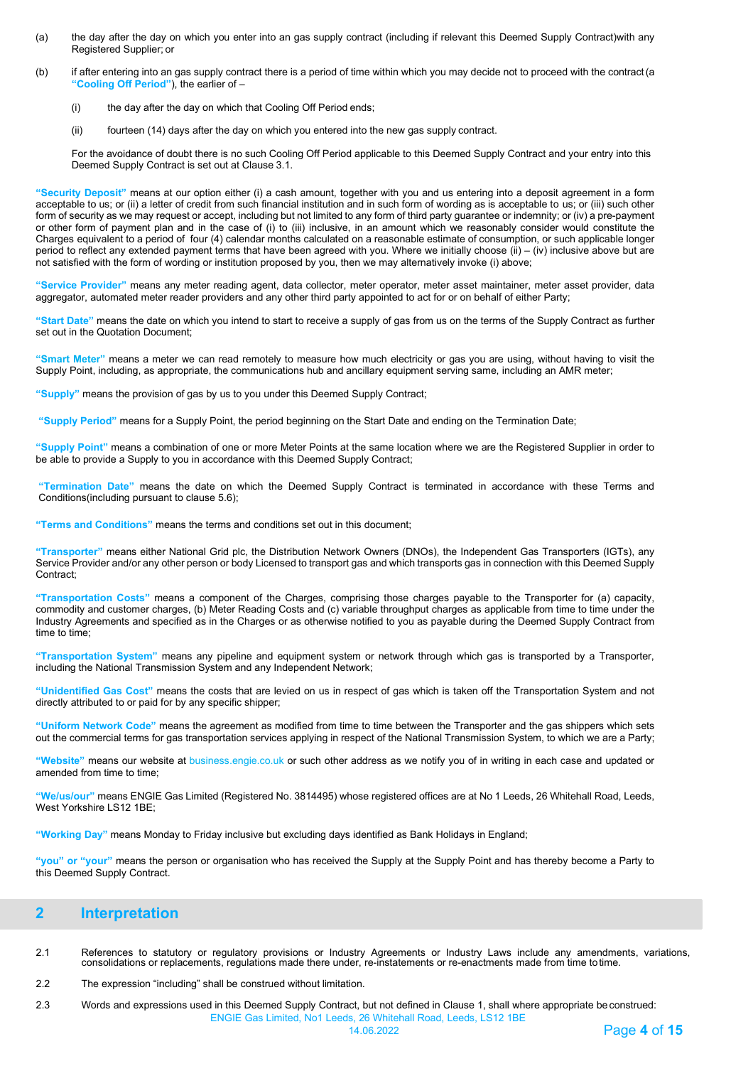(a) the day after the day on which you enter into an gas supply contract (including if relevant this Deemed Supply Contract)with any Registered Supplier; or

(b) if after entering into an gas supply contract there is a period of time within which you may decide not to proceed with the contract (a **"Cooling Off Period"**), the earlier of –

(i) the day after the day on which that Cooling Off Period ends;

(ii) fourteen (14) days after the day on which you entered into the new gas supply contract.

For the avoidance of doubt there is no such Cooling Off Period applicable to this Deemed Supply Contract and your entry into this Deemed Supply Contract is set out at Clause 3.1.

**"Security Deposit"** means at our option either (i) a cash amount, together with you and us entering into a deposit agreement in a form acceptable to us; or (ii) a letter of credit from such financial institution and in such form of wording as is acceptable to us; or (iii) such other form of security as we may request or accept, including but not limited to any form of third party guarantee or indemnity; or (iv) a pre-payment or other form of payment plan and in the case of (i) to (iii) inclusive, in an amount which we reasonably consider would constitute the Charges equivalent to a period of four (4) calendar months calculated on a reasonable estimate of consumption, or such applicable longer period to reflect any extended payment terms that have been agreed with you. Where we initially choose (ii) – (iv) inclusive above but are not satisfied with the form of wording or institution proposed by you, then we may alternatively invoke (i) above;

**"Service Provider"** means any meter reading agent, data collector, meter operator, meter asset maintainer, meter asset provider, data aggregator, automated meter reader providers and any other third party appointed to act for or on behalf of either Party;

**"Start Date"** means the date on which you intend to start to receive a supply of gas from us on the terms of the Supply Contract as further set out in the Quotation Document;

**"Smart Meter"** means a meter we can read remotely to measure how much electricity or gas you are using, without having to visit the Supply Point, including, as appropriate, the communications hub and ancillary equipment serving same, including an AMR meter;

**"Supply"** means the provision of gas by us to you under this Deemed Supply Contract;

**"Supply Period"** means for a Supply Point, the period beginning on the Start Date and ending on the Termination Date;

**"Supply Point"** means a combination of one or more Meter Points at the same location where we are the Registered Supplier in order to be able to provide a Supply to you in accordance with this Deemed Supply Contract;

**"Termination Date"** means the date on which the Deemed Supply Contract is terminated in accordance with these Terms and Conditions(including pursuant to clause 5.6);

**"Terms and Conditions"** means the terms and conditions set out in this document;

**"Transporter"** means either National Grid plc, the Distribution Network Owners (DNOs), the Independent Gas Transporters (IGTs), any Service Provider and/or any other person or body Licensed to transport gas and which transports gas in connection with this Deemed Supply Contract;

**"Transportation Costs"** means a component of the Charges, comprising those charges payable to the Transporter for (a) capacity, commodity and customer charges, (b) Meter Reading Costs and (c) variable throughput charges as applicable from time to time under the Industry Agreements and specified as in the Charges or as otherwise notified to you as payable during the Deemed Supply Contract from time to time;

**"Transportation System"** means any pipeline and equipment system or network through which gas is transported by a Transporter, including the National Transmission System and any Independent Network;

**"Unidentified Gas Cost"** means the costs that are levied on us in respect of gas which is taken off the Transportation System and not directly attributed to or paid for by any specific shipper;

**"Uniform Network Code"** means the agreement as modified from time to time between the Transporter and the gas shippers which sets out the commercial terms for gas transportation services applying in respect of the National Transmission System, to which we are a Party;

**"Website"** means our website at business.engie.co.uk or such other address as we notify you of in writing in each case and updated or amended from time to time;

**"We/us/our"** means ENGIE Gas Limited (Registered No. 3814495) whose registered offices are at No 1 Leeds, 26 Whitehall Road, Leeds, West Yorkshire LS12 1BE;

**"Working Day"** means Monday to Friday inclusive but excluding days identified as Bank Holidays in England;

**"you" or "your"** means the person or organisation who has received the Supply at the Supply Point and has thereby become a Party to this Deemed Supply Contract.

## 2 Interpretation

2.1 References to statutory or regulatory provisions or Industry Agreements or Industry Laws include any amendments, variations, consolidations or replacements, regulations made there under, re-instatements or re-enactments made from time to time.

2.2 The expression "including" shall be construed without limitation.

2.3 Words and expressions used in this Deemed Supply Contract, but not defined in Clause 1, shall where appropriate be construed: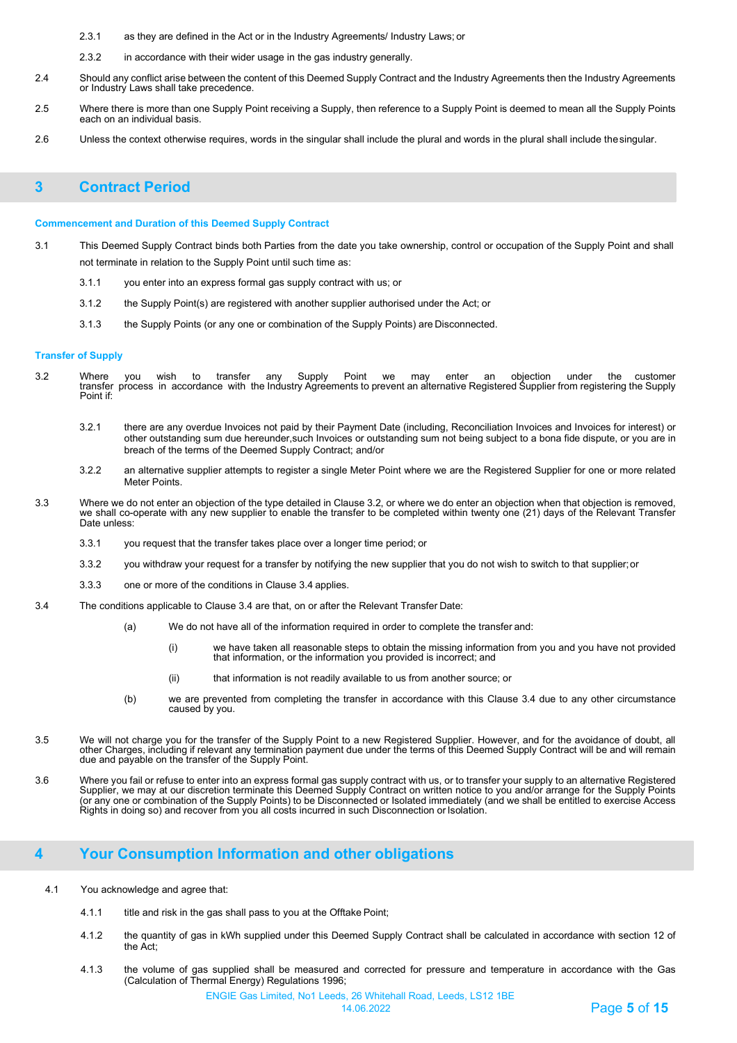2.3.1 as they are defined in the Act or in the Industry Agreements/ Industry Laws; or

2.3.2 in accordance with their wider usage in the gas industry generally.

2.4 Should any conflict arise between the content of this Deemed Supply Contract and the Industry Agreements then the Industry Agreements or Industry Laws shall take precedence.

2.5 Where there is more than one Supply Point receiving a Supply, then reference to a Supply Point is deemed to mean all the Supply Points each on an individual basis.

2.6 Unless the context otherwise requires, words in the singular shall include the plural and words in the plural shall include the singular.

# 3 Contract Period

### Commencement and Duration of this Deemed Supply Contract

3.1 This Deemed Supply Contract binds both Parties from the date you take ownership, control or occupation of the Supply Point and shall not terminate in relation to the Supply Point until such time as:

3.1.1 you enter into an express formal gas supply contract with us; or

3.1.2 the Supply Point(s) are registered with another supplier authorised under the Act; or

3.1.3 the Supply Points (or any one or combination of the Supply Points) are Disconnected.

### Transfer of Supply

3.2 Where you wish to transfer any Supply Point we may enter an objection under the customer transfer process in accordance with the Industry Agreements to prevent an alternative Registered Supplier from registering the Supply Point if:

3.2.1 there are any overdue Invoices not paid by their Payment Date (including, Reconciliation Invoices and Invoices for interest) or other outstanding sum due hereunder,such Invoices or outstanding sum not being subject to a bona fide dispute, or you are in breach of the terms of the Deemed Supply Contract; and/or

3.2.2 an alternative supplier attempts to register a single Meter Point where we are the Registered Supplier for one or more related Meter Points.

3.3 Where we do not enter an objection of the type detailed in Clause 3.2, or where we do enter an objection when that objection is removed, we shall co-operate with any new supplier to enable the transfer to be completed within twenty one (21) days of the Relevant Transfer Date unless:

3.3.1 you request that the transfer takes place over a longer time period; or

3.3.2 you withdraw your request for a transfer by notifying the new supplier that you do not wish to switch to that supplier; or

3.3.3 one or more of the conditions in Clause 3.4 applies.

3.4 The conditions applicable to Clause 3.4 are that, on or after the Relevant Transfer Date:

(a) We do not have all of the information required in order to complete the transfer and:

(i) we have taken all reasonable steps to obtain the missing information from you and you have not provided that information, or the information you provided is incorrect; and

(ii) that information is not readily available to us from another source; or

(b) we are prevented from completing the transfer in accordance with this Clause 3.4 due to any other circumstance caused by you.

3.5 We will not charge you for the transfer of the Supply Point to a new Registered Supplier. However, and for the avoidance of doubt, all other Charges, including if relevant any termination payment due under the terms of this Deemed Supply Contract will be and will remain due and payable on the transfer of the Supply Point.

3.6 Where you fail or refuse to enter into an express formal gas supply contract with us, or to transfer your supply to an alternative Registered Supplier, we may at our discretion terminate this Deemed Supply Contract on written notice to you and/or arrange for the Supply Points (or any one or combination of the Supply Points) to be Disconnected or Isolated immediately (and we shall be entitled to exercise Access Rights in doing so) and recover from you all costs incurred in such Disconnection or Isolation.

# 4 Your Consumption Information and other obligations

4.1 You acknowledge and agree that:

4.1.1 title and risk in the gas shall pass to you at the Offtake Point;

4.1.2 the quantity of gas in kWh supplied under this Deemed Supply Contract shall be calculated in accordance with section 12 of the Act;

4.1.3 the volume of gas supplied shall be measured and corrected for pressure and temperature in accordance with the Gas (Calculation of Thermal Energy) Regulations 1996;

ENGIE Gas Limited, No1 Leeds, 26 Whitehall Road, Leeds, LS12 1BE
14.06.2022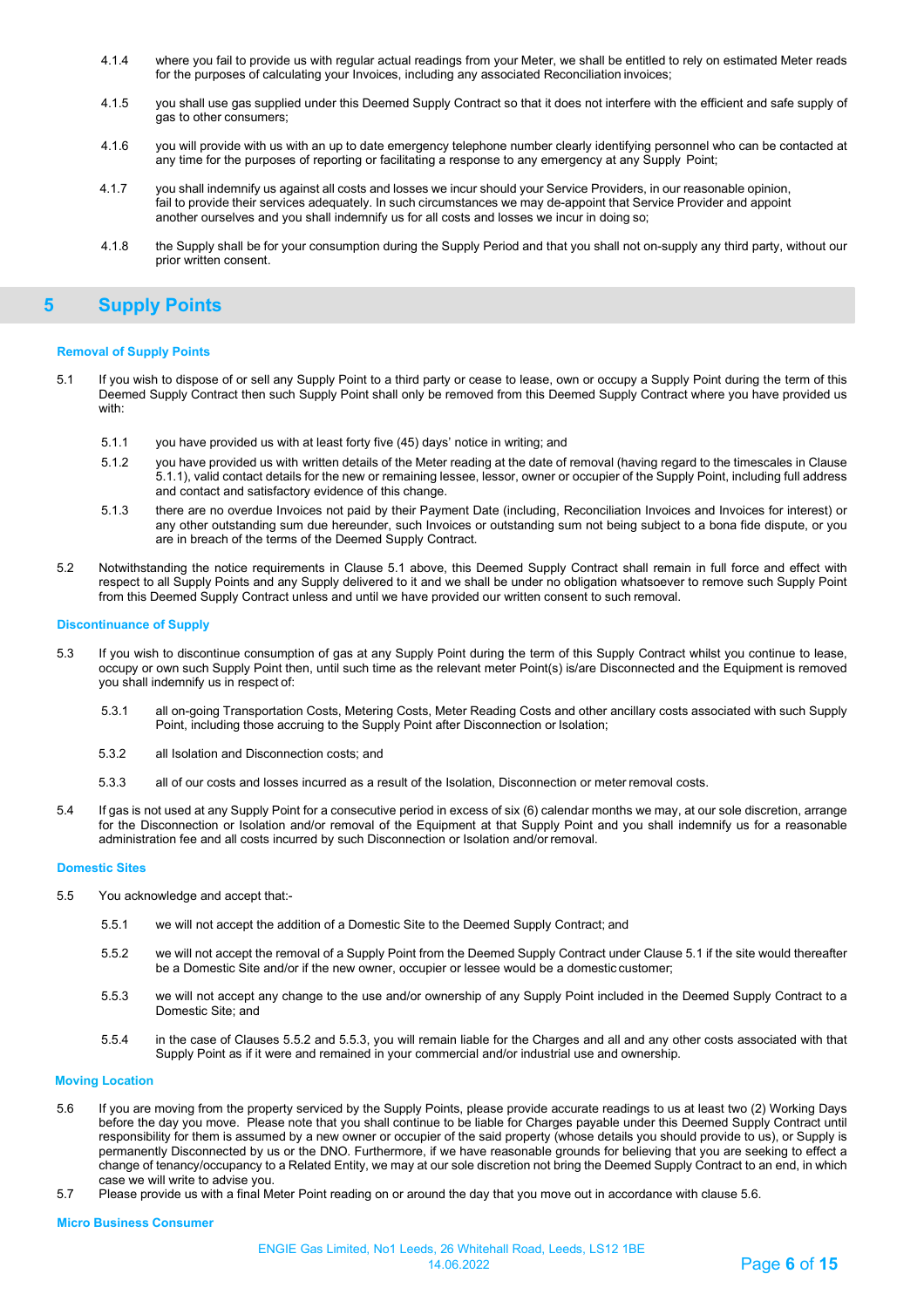4.1.4 where you fail to provide us with regular actual readings from your Meter, we shall be entitled to rely on estimated Meter reads for the purposes of calculating your Invoices, including any associated Reconciliation invoices;

4.1.5 you shall use gas supplied under this Deemed Supply Contract so that it does not interfere with the efficient and safe supply of gas to other consumers;

4.1.6 you will provide with us with an up to date emergency telephone number clearly identifying personnel who can be contacted at any time for the purposes of reporting or facilitating a response to any emergency at any Supply Point;

4.1.7 you shall indemnify us against all costs and losses we incur should your Service Providers, in our reasonable opinion, fail to provide their services adequately. In such circumstances we may de-appoint that Service Provider and appoint another ourselves and you shall indemnify us for all costs and losses we incur in doing so;

4.1.8 the Supply shall be for your consumption during the Supply Period and that you shall not on-supply any third party, without our prior written consent.

## 5 Supply Points

### Removal of Supply Points

5.1 If you wish to dispose of or sell any Supply Point to a third party or cease to lease, own or occupy a Supply Point during the term of this Deemed Supply Contract then such Supply Point shall only be removed from this Deemed Supply Contract where you have provided us with:

5.1.1 you have provided us with at least forty five (45) days' notice in writing; and

5.1.2 you have provided us with written details of the Meter reading at the date of removal (having regard to the timescales in Clause 5.1.1), valid contact details for the new or remaining lessee, lessor, owner or occupier of the Supply Point, including full address and contact and satisfactory evidence of this change.

5.1.3 there are no overdue Invoices not paid by their Payment Date (including, Reconciliation Invoices and Invoices for interest) or any other outstanding sum due hereunder, such Invoices or outstanding sum not being subject to a bona fide dispute, or you are in breach of the terms of the Deemed Supply Contract.

5.2 Notwithstanding the notice requirements in Clause 5.1 above, this Deemed Supply Contract shall remain in full force and effect with respect to all Supply Points and any Supply delivered to it and we shall be under no obligation whatsoever to remove such Supply Point from this Deemed Supply Contract unless and until we have provided our written consent to such removal.

### Discontinuance of Supply

5.3 If you wish to discontinue consumption of gas at any Supply Point during the term of this Supply Contract whilst you continue to lease, occupy or own such Supply Point then, until such time as the relevant meter Point(s) is/are Disconnected and the Equipment is removed you shall indemnify us in respect of:

5.3.1 all on-going Transportation Costs, Metering Costs, Meter Reading Costs and other ancillary costs associated with such Supply Point, including those accruing to the Supply Point after Disconnection or Isolation;

5.3.2 all Isolation and Disconnection costs; and

5.3.3 all of our costs and losses incurred as a result of the Isolation, Disconnection or meter removal costs.

5.4 If gas is not used at any Supply Point for a consecutive period in excess of six (6) calendar months we may, at our sole discretion, arrange for the Disconnection or Isolation and/or removal of the Equipment at that Supply Point and you shall indemnify us for a reasonable administration fee and all costs incurred by such Disconnection or Isolation and/or removal.

### Domestic Sites

5.5 You acknowledge and accept that:-

5.5.1 we will not accept the addition of a Domestic Site to the Deemed Supply Contract; and

5.5.2 we will not accept the removal of a Supply Point from the Deemed Supply Contract under Clause 5.1 if the site would thereafter be a Domestic Site and/or if the new owner, occupier or lessee would be a domestic customer;

5.5.3 we will not accept any change to the use and/or ownership of any Supply Point included in the Deemed Supply Contract to a Domestic Site; and

5.5.4 in the case of Clauses 5.5.2 and 5.5.3, you will remain liable for the Charges and all and any other costs associated with that Supply Point as if it were and remained in your commercial and/or industrial use and ownership.

### Moving Location

5.6 If you are moving from the property serviced by the Supply Points, please provide accurate readings to us at least two (2) Working Days before the day you move. Please note that you shall continue to be liable for Charges payable under this Deemed Supply Contract until responsibility for them is assumed by a new owner or occupier of the said property (whose details you should provide to us), or Supply is permanently Disconnected by us or the DNO. Furthermore, if we have reasonable grounds for believing that you are seeking to effect a change of tenancy/occupancy to a Related Entity, we may at our sole discretion not bring the Deemed Supply Contract to an end, in which case we will write to advise you.

5.7 Please provide us with a final Meter Point reading on or around the day that you move out in accordance with clause 5.6.

### Micro Business Consumer

ENGIE Gas Limited, No1 Leeds, 26 Whitehall Road, Leeds, LS12 1BE
14.06.2022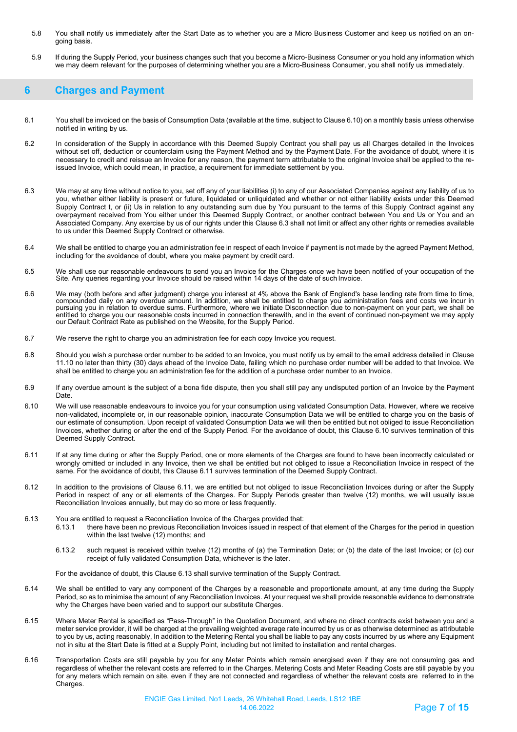5.8 You shall notify us immediately after the Start Date as to whether you are a Micro Business Customer and keep us notified on an on-going basis.

5.9 If during the Supply Period, your business changes such that you become a Micro-Business Consumer or you hold any information which we may deem relevant for the purposes of determining whether you are a Micro-Business Consumer, you shall notify us immediately.

## 6 Charges and Payment

6.1 You shall be invoiced on the basis of Consumption Data (available at the time, subject to Clause 6.10) on a monthly basis unless otherwise notified in writing by us.

6.2 In consideration of the Supply in accordance with this Deemed Supply Contract you shall pay us all Charges detailed in the Invoices without set off, deduction or counterclaim using the Payment Method and by the Payment Date. For the avoidance of doubt, where it is necessary to credit and reissue an Invoice for any reason, the payment term attributable to the original Invoice shall be applied to the re-issued Invoice, which could mean, in practice, a requirement for immediate settlement by you.

6.3 We may at any time without notice to you, set off any of your liabilities (i) to any of our Associated Companies against any liability of us to you, whether either liability is present or future, liquidated or unliquidated and whether or not either liability exists under this Deemed Supply Contract t, or (ii) Us in relation to any outstanding sum due by You pursuant to the terms of this Supply Contract against any overpayment received from You either under this Deemed Supply Contract, or another contract between You and Us or You and an Associated Company. Any exercise by us of our rights under this Clause 6.3 shall not limit or affect any other rights or remedies available to us under this Deemed Supply Contract or otherwise.

6.4 We shall be entitled to charge you an administration fee in respect of each Invoice if payment is not made by the agreed Payment Method, including for the avoidance of doubt, where you make payment by credit card.

6.5 We shall use our reasonable endeavours to send you an Invoice for the Charges once we have been notified of your occupation of the Site. Any queries regarding your Invoice should be raised within 14 days of the date of such Invoice.

6.6 We may (both before and after judgment) charge you interest at 4% above the Bank of England's base lending rate from time to time, compounded daily on any overdue amount. In addition, we shall be entitled to charge you administration fees and costs we incur in pursuing you in relation to overdue sums. Furthermore, where we initiate Disconnection due to non-payment on your part, we shall be entitled to charge you our reasonable costs incurred in connection therewith, and in the event of continued non-payment we may apply our Default Contract Rate as published on the Website, for the Supply Period.

6.7 We reserve the right to charge you an administration fee for each copy Invoice you request.

6.8 Should you wish a purchase order number to be added to an Invoice, you must notify us by email to the email address detailed in Clause 11.10 no later than thirty (30) days ahead of the Invoice Date, failing which no purchase order number will be added to that Invoice. We shall be entitled to charge you an administration fee for the addition of a purchase order number to an Invoice.

6.9 If any overdue amount is the subject of a bona fide dispute, then you shall still pay any undisputed portion of an Invoice by the Payment Date.

6.10 We will use reasonable endeavours to invoice you for your consumption using validated Consumption Data. However, where we receive non-validated, incomplete or, in our reasonable opinion, inaccurate Consumption Data we will be entitled to charge you on the basis of our estimate of consumption. Upon receipt of validated Consumption Data we will then be entitled but not obliged to issue Reconciliation Invoices, whether during or after the end of the Supply Period. For the avoidance of doubt, this Clause 6.10 survives termination of this Deemed Supply Contract.

6.11 If at any time during or after the Supply Period, one or more elements of the Charges are found to have been incorrectly calculated or wrongly omitted or included in any Invoice, then we shall be entitled but not obliged to issue a Reconciliation Invoice in respect of the same. For the avoidance of doubt, this Clause 6.11 survives termination of the Deemed Supply Contract.

6.12 In addition to the provisions of Clause 6.11, we are entitled but not obliged to issue Reconciliation Invoices during or after the Supply Period in respect of any or all elements of the Charges. For Supply Periods greater than twelve (12) months, we will usually issue Reconciliation Invoices annually, but may do so more or less frequently.

6.13 You are entitled to request a Reconciliation Invoice of the Charges provided that:

6.13.1 there have been no previous Reconciliation Invoices issued in respect of that element of the Charges for the period in question within the last twelve (12) months; and

6.13.2 such request is received within twelve (12) months of (a) the Termination Date; or (b) the date of the last Invoice; or (c) our receipt of fully validated Consumption Data, whichever is the later.

For the avoidance of doubt, this Clause 6.13 shall survive termination of the Supply Contract.

6.14 We shall be entitled to vary any component of the Charges by a reasonable and proportionate amount, at any time during the Supply Period, so as to minimise the amount of any Reconciliation Invoices. At your request we shall provide reasonable evidence to demonstrate why the Charges have been varied and to support our substitute Charges.

6.15 Where Meter Rental is specified as "Pass-Through" in the Quotation Document, and where no direct contracts exist between you and a meter service provider, it will be charged at the prevailing weighted average rate incurred by us or as otherwise determined as attributable to you by us, acting reasonably, In addition to the Metering Rental you shall be liable to pay any costs incurred by us where any Equipment not in situ at the Start Date is fitted at a Supply Point, including but not limited to installation and rental charges.

6.16 Transportation Costs are still payable by you for any Meter Points which remain energised even if they are not consuming gas and regardless of whether the relevant costs are referred to in the Charges. Metering Costs and Meter Reading Costs are still payable by you for any meters which remain on site, even if they are not connected and regardless of whether the relevant costs are referred to in the Charges.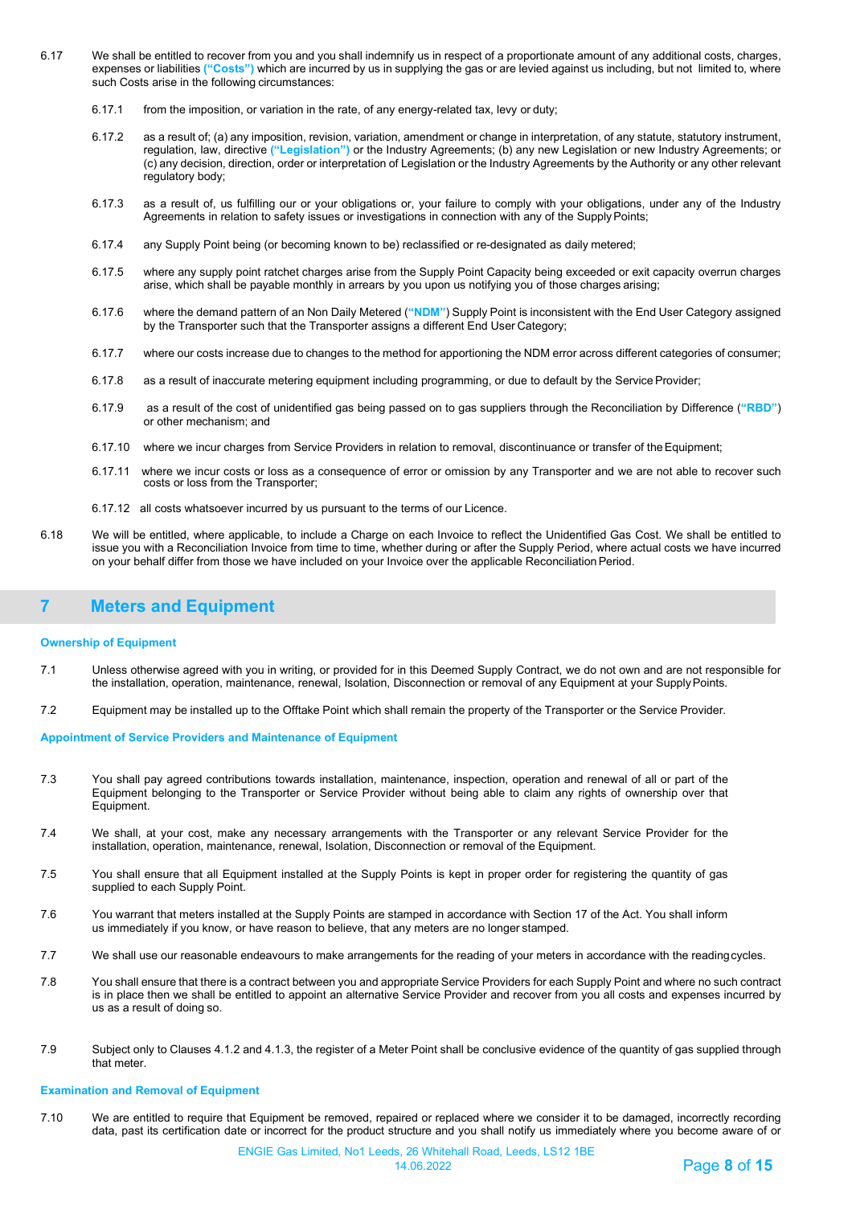6.17 We shall be entitled to recover from you and you shall indemnify us in respect of a proportionate amount of any additional costs, charges, expenses or liabilities **("Costs")** which are incurred by us in supplying the gas or are levied against us including, but not limited to, where such Costs arise in the following circumstances:

6.17.1 from the imposition, or variation in the rate, of any energy-related tax, levy or duty;

6.17.2 as a result of; (a) any imposition, revision, variation, amendment or change in interpretation, of any statute, statutory instrument, regulation, law, directive **("Legislation")** or the Industry Agreements; (b) any new Legislation or new Industry Agreements; or (c) any decision, direction, order or interpretation of Legislation or the Industry Agreements by the Authority or any other relevant regulatory body;

6.17.3 as a result of, us fulfilling our or your obligations or, your failure to comply with your obligations, under any of the Industry Agreements in relation to safety issues or investigations in connection with any of the Supply Points;

6.17.4 any Supply Point being (or becoming known to be) reclassified or re-designated as daily metered;

6.17.5 where any supply point ratchet charges arise from the Supply Point Capacity being exceeded or exit capacity overrun charges arise, which shall be payable monthly in arrears by you upon us notifying you of those charges arising;

6.17.6 where the demand pattern of an Non Daily Metered (**"NDM"**) Supply Point is inconsistent with the End User Category assigned by the Transporter such that the Transporter assigns a different End User Category;

6.17.7 where our costs increase due to changes to the method for apportioning the NDM error across different categories of consumer;

6.17.8 as a result of inaccurate metering equipment including programming, or due to default by the Service Provider;

6.17.9 as a result of the cost of unidentified gas being passed on to gas suppliers through the Reconciliation by Difference (**"RBD"**) or other mechanism; and

6.17.10 where we incur charges from Service Providers in relation to removal, discontinuance or transfer of the Equipment;

6.17.11 where we incur costs or loss as a consequence of error or omission by any Transporter and we are not able to recover such costs or loss from the Transporter;

6.17.12 all costs whatsoever incurred by us pursuant to the terms of our Licence.

6.18 We will be entitled, where applicable, to include a Charge on each Invoice to reflect the Unidentified Gas Cost. We shall be entitled to issue you with a Reconciliation Invoice from time to time, whether during or after the Supply Period, where actual costs we have incurred on your behalf differ from those we have included on your Invoice over the applicable Reconciliation Period.

## 7 Meters and Equipment

### Ownership of Equipment

7.1 Unless otherwise agreed with you in writing, or provided for in this Deemed Supply Contract, we do not own and are not responsible for the installation, operation, maintenance, renewal, Isolation, Disconnection or removal of any Equipment at your Supply Points.

7.2 Equipment may be installed up to the Offtake Point which shall remain the property of the Transporter or the Service Provider.

### Appointment of Service Providers and Maintenance of Equipment

7.3 You shall pay agreed contributions towards installation, maintenance, inspection, operation and renewal of all or part of the Equipment belonging to the Transporter or Service Provider without being able to claim any rights of ownership over that Equipment.

7.4 We shall, at your cost, make any necessary arrangements with the Transporter or any relevant Service Provider for the installation, operation, maintenance, renewal, Isolation, Disconnection or removal of the Equipment.

7.5 You shall ensure that all Equipment installed at the Supply Points is kept in proper order for registering the quantity of gas supplied to each Supply Point.

7.6 You warrant that meters installed at the Supply Points are stamped in accordance with Section 17 of the Act. You shall inform us immediately if you know, or have reason to believe, that any meters are no longer stamped.

7.7 We shall use our reasonable endeavours to make arrangements for the reading of your meters in accordance with the reading cycles.

7.8 You shall ensure that there is a contract between you and appropriate Service Providers for each Supply Point and where no such contract is in place then we shall be entitled to appoint an alternative Service Provider and recover from you all costs and expenses incurred by us as a result of doing so.

7.9 Subject only to Clauses 4.1.2 and 4.1.3, the register of a Meter Point shall be conclusive evidence of the quantity of gas supplied through that meter.

### Examination and Removal of Equipment

7.10 We are entitled to require that Equipment be removed, repaired or replaced where we consider it to be damaged, incorrectly recording data, past its certification date or incorrect for the product structure and you shall notify us immediately where you become aware of or

ENGIE Gas Limited, No1 Leeds, 26 Whitehall Road, Leeds, LS12 1BE
14.06.2022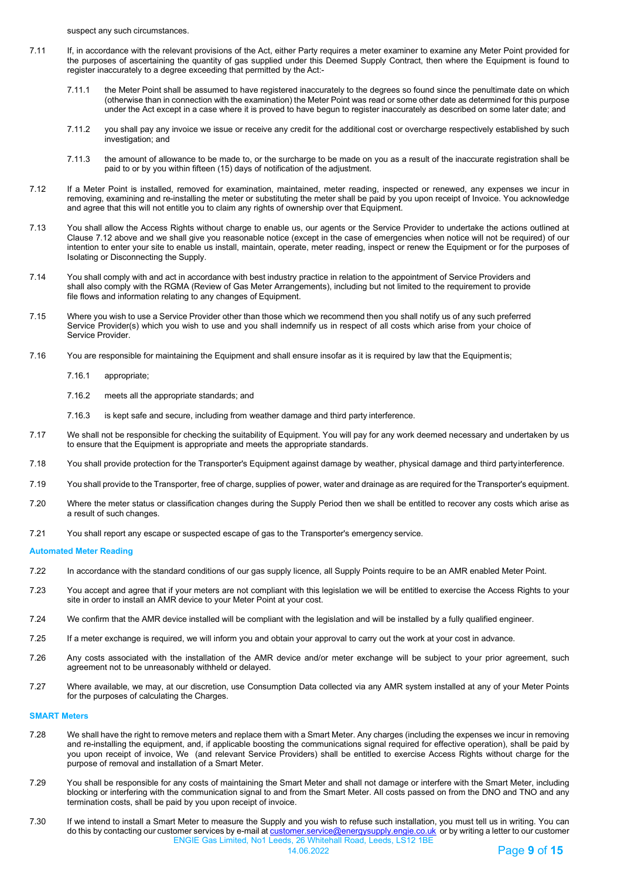suspect any such circumstances.

7.11 If, in accordance with the relevant provisions of the Act, either Party requires a meter examiner to examine any Meter Point provided for the purposes of ascertaining the quantity of gas supplied under this Deemed Supply Contract, then where the Equipment is found to register inaccurately to a degree exceeding that permitted by the Act:-

7.11.1 the Meter Point shall be assumed to have registered inaccurately to the degrees so found since the penultimate date on which (otherwise than in connection with the examination) the Meter Point was read or some other date as determined for this purpose under the Act except in a case where it is proved to have begun to register inaccurately as described on some later date; and

7.11.2 you shall pay any invoice we issue or receive any credit for the additional cost or overcharge respectively established by such investigation; and

7.11.3 the amount of allowance to be made to, or the surcharge to be made on you as a result of the inaccurate registration shall be paid to or by you within fifteen (15) days of notification of the adjustment.

7.12 If a Meter Point is installed, removed for examination, maintained, meter reading, inspected or renewed, any expenses we incur in removing, examining and re-installing the meter or substituting the meter shall be paid by you upon receipt of Invoice. You acknowledge and agree that this will not entitle you to claim any rights of ownership over that Equipment.

7.13 You shall allow the Access Rights without charge to enable us, our agents or the Service Provider to undertake the actions outlined at Clause 7.12 above and we shall give you reasonable notice (except in the case of emergencies when notice will not be required) of our intention to enter your site to enable us install, maintain, operate, meter reading, inspect or renew the Equipment or for the purposes of Isolating or Disconnecting the Supply.

7.14 You shall comply with and act in accordance with best industry practice in relation to the appointment of Service Providers and shall also comply with the RGMA (Review of Gas Meter Arrangements), including but not limited to the requirement to provide file flows and information relating to any changes of Equipment.

7.15 Where you wish to use a Service Provider other than those which we recommend then you shall notify us of any such preferred Service Provider(s) which you wish to use and you shall indemnify us in respect of all costs which arise from your choice of Service Provider.

7.16 You are responsible for maintaining the Equipment and shall ensure insofar as it is required by law that the Equipment is;

7.16.1 appropriate;

7.16.2 meets all the appropriate standards; and

7.16.3 is kept safe and secure, including from weather damage and third party interference.

7.17 We shall not be responsible for checking the suitability of Equipment. You will pay for any work deemed necessary and undertaken by us to ensure that the Equipment is appropriate and meets the appropriate standards.

7.18 You shall provide protection for the Transporter's Equipment against damage by weather, physical damage and third party interference.

7.19 You shall provide to the Transporter, free of charge, supplies of power, water and drainage as are required for the Transporter's equipment.

7.20 Where the meter status or classification changes during the Supply Period then we shall be entitled to recover any costs which arise as a result of such changes.

7.21 You shall report any escape or suspected escape of gas to the Transporter's emergency service.

### Automated Meter Reading

7.22 In accordance with the standard conditions of our gas supply licence, all Supply Points require to be an AMR enabled Meter Point.

7.23 You accept and agree that if your meters are not compliant with this legislation we will be entitled to exercise the Access Rights to your site in order to install an AMR device to your Meter Point at your cost.

7.24 We confirm that the AMR device installed will be compliant with the legislation and will be installed by a fully qualified engineer.

7.25 If a meter exchange is required, we will inform you and obtain your approval to carry out the work at your cost in advance.

7.26 Any costs associated with the installation of the AMR device and/or meter exchange will be subject to your prior agreement, such agreement not to be unreasonably withheld or delayed.

7.27 Where available, we may, at our discretion, use Consumption Data collected via any AMR system installed at any of your Meter Points for the purposes of calculating the Charges.

### SMART Meters

7.28 We shall have the right to remove meters and replace them with a Smart Meter. Any charges (including the expenses we incur in removing and re-installing the equipment, and, if applicable boosting the communications signal required for effective operation), shall be paid by you upon receipt of invoice, We (and relevant Service Providers) shall be entitled to exercise Access Rights without charge for the purpose of removal and installation of a Smart Meter.

7.29 You shall be responsible for any costs of maintaining the Smart Meter and shall not damage or interfere with the Smart Meter, including blocking or interfering with the communication signal to and from the Smart Meter. All costs passed on from the DNO and TNO and any termination costs, shall be paid by you upon receipt of invoice.

7.30 If we intend to install a Smart Meter to measure the Supply and you wish to refuse such installation, you must tell us in writing. You can do this by contacting our customer services by e-mail at customer.service@energysupply.engie.co.uk or by writing a letter to our customer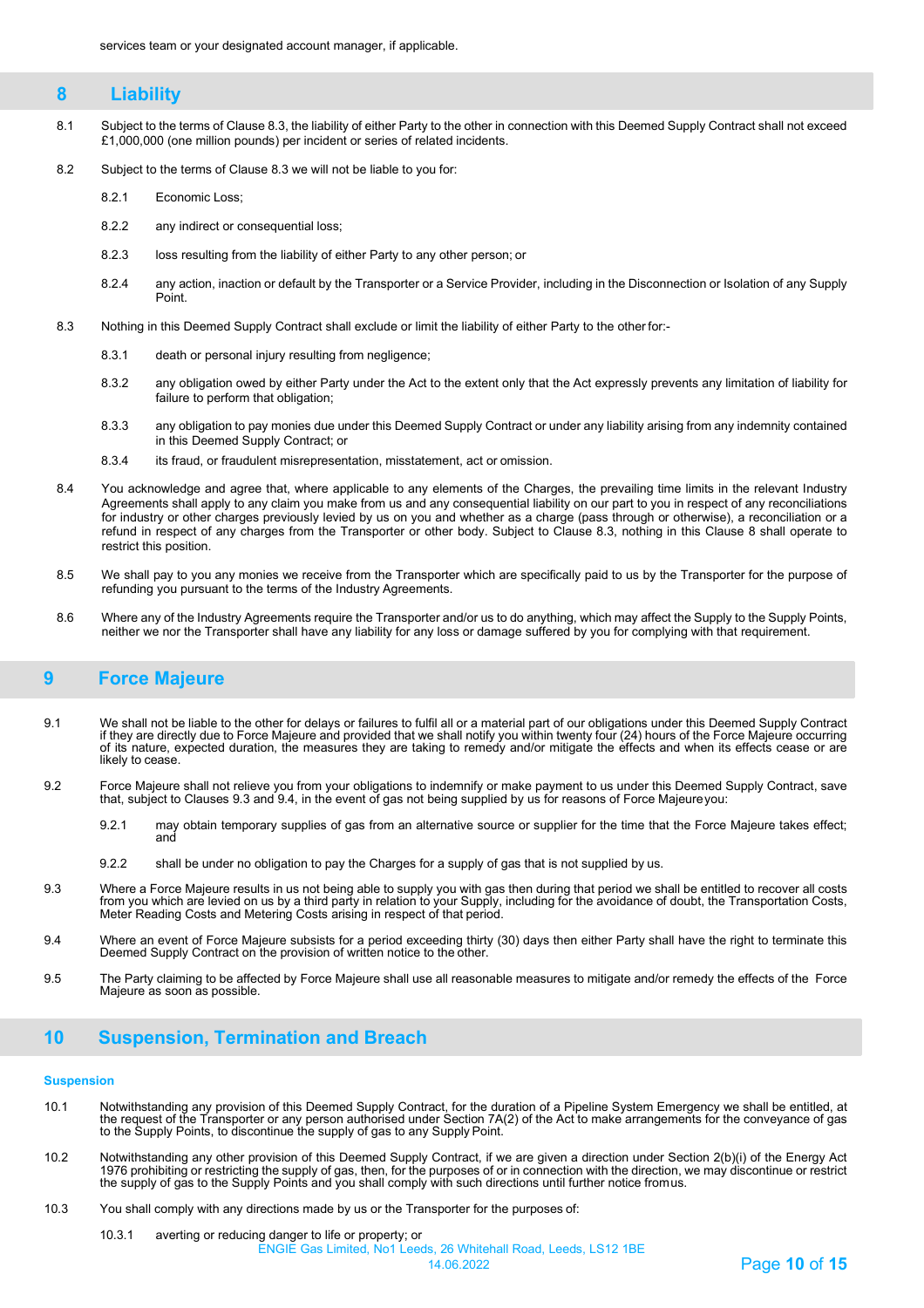services team or your designated account manager, if applicable.

## 8 Liability

8.1 Subject to the terms of Clause 8.3, the liability of either Party to the other in connection with this Deemed Supply Contract shall not exceed £1,000,000 (one million pounds) per incident or series of related incidents.

8.2 Subject to the terms of Clause 8.3 we will not be liable to you for:

8.2.1 Economic Loss;

8.2.2 any indirect or consequential loss;

8.2.3 loss resulting from the liability of either Party to any other person; or

8.2.4 any action, inaction or default by the Transporter or a Service Provider, including in the Disconnection or Isolation of any Supply Point.

8.3 Nothing in this Deemed Supply Contract shall exclude or limit the liability of either Party to the other for:-

8.3.1 death or personal injury resulting from negligence;

8.3.2 any obligation owed by either Party under the Act to the extent only that the Act expressly prevents any limitation of liability for failure to perform that obligation;

8.3.3 any obligation to pay monies due under this Deemed Supply Contract or under any liability arising from any indemnity contained in this Deemed Supply Contract; or

8.3.4 its fraud, or fraudulent misrepresentation, misstatement, act or omission.

8.4 You acknowledge and agree that, where applicable to any elements of the Charges, the prevailing time limits in the relevant Industry Agreements shall apply to any claim you make from us and any consequential liability on our part to you in respect of any reconciliations for industry or other charges previously levied by us on you and whether as a charge (pass through or otherwise), a reconciliation or a refund in respect of any charges from the Transporter or other body. Subject to Clause 8.3, nothing in this Clause 8 shall operate to restrict this position.

8.5 We shall pay to you any monies we receive from the Transporter which are specifically paid to us by the Transporter for the purpose of refunding you pursuant to the terms of the Industry Agreements.

8.6 Where any of the Industry Agreements require the Transporter and/or us to do anything, which may affect the Supply to the Supply Points, neither we nor the Transporter shall have any liability for any loss or damage suffered by you for complying with that requirement.

## 9 Force Majeure

9.1 We shall not be liable to the other for delays or failures to fulfil all or a material part of our obligations under this Deemed Supply Contract if they are directly due to Force Majeure and provided that we shall notify you within twenty four (24) hours of the Force Majeure occurring of its nature, expected duration, the measures they are taking to remedy and/or mitigate the effects and when its effects cease or are likely to cease.

9.2 Force Majeure shall not relieve you from your obligations to indemnify or make payment to us under this Deemed Supply Contract, save that, subject to Clauses 9.3 and 9.4, in the event of gas not being supplied by us for reasons of Force Majeure you:

9.2.1 may obtain temporary supplies of gas from an alternative source or supplier for the time that the Force Majeure takes effect; and

9.2.2 shall be under no obligation to pay the Charges for a supply of gas that is not supplied by us.

9.3 Where a Force Majeure results in us not being able to supply you with gas then during that period we shall be entitled to recover all costs from you which are levied on us by a third party in relation to your Supply, including for the avoidance of doubt, the Transportation Costs, Meter Reading Costs and Metering Costs arising in respect of that period.

9.4 Where an event of Force Majeure subsists for a period exceeding thirty (30) days then either Party shall have the right to terminate this Deemed Supply Contract on the provision of written notice to the other.

9.5 The Party claiming to be affected by Force Majeure shall use all reasonable measures to mitigate and/or remedy the effects of the Force Majeure as soon as possible.

## 10 Suspension, Termination and Breach

### Suspension

10.1 Notwithstanding any provision of this Deemed Supply Contract, for the duration of a Pipeline System Emergency we shall be entitled, at the request of the Transporter or any person authorised under Section 7A(2) of the Act to make arrangements for the conveyance of gas to the Supply Points, to discontinue the supply of gas to any Supply Point.

10.2 Notwithstanding any other provision of this Deemed Supply Contract, if we are given a direction under Section 2(b)(i) of the Energy Act 1976 prohibiting or restricting the supply of gas, then, for the purposes of or in connection with the direction, we may discontinue or restrict the supply of gas to the Supply Points and you shall comply with such directions until further notice from us.

10.3 You shall comply with any directions made by us or the Transporter for the purposes of:

10.3.1 averting or reducing danger to life or property; or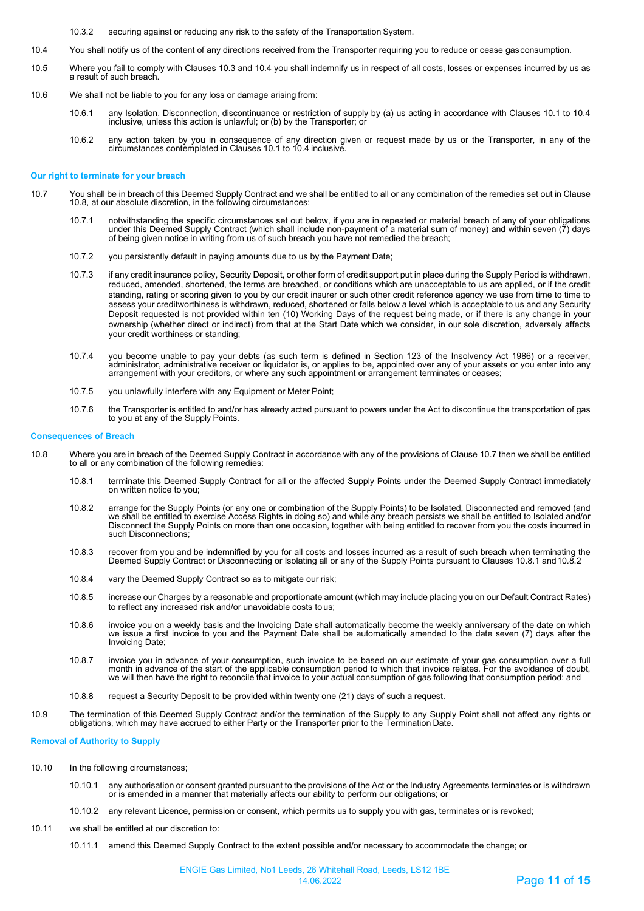10.3.2 securing against or reducing any risk to the safety of the Transportation System.

10.4 You shall notify us of the content of any directions received from the Transporter requiring you to reduce or cease gas consumption.

10.5 Where you fail to comply with Clauses 10.3 and 10.4 you shall indemnify us in respect of all costs, losses or expenses incurred by us as a result of such breach.

10.6 We shall not be liable to you for any loss or damage arising from:

10.6.1 any Isolation, Disconnection, discontinuance or restriction of supply by (a) us acting in accordance with Clauses 10.1 to 10.4 inclusive, unless this action is unlawful; or (b) by the Transporter; or

10.6.2 any action taken by you in consequence of any direction given or request made by us or the Transporter, in any of the circumstances contemplated in Clauses 10.1 to 10.4 inclusive.

**Our right to terminate for your breach**

10.7 You shall be in breach of this Deemed Supply Contract and we shall be entitled to all or any combination of the remedies set out in Clause 10.8, at our absolute discretion, in the following circumstances:

10.7.1 notwithstanding the specific circumstances set out below, if you are in repeated or material breach of any of your obligations under this Deemed Supply Contract (which shall include non-payment of a material sum of money) and within seven (7) days of being given notice in writing from us of such breach you have not remedied the breach;

10.7.2 you persistently default in paying amounts due to us by the Payment Date;

10.7.3 if any credit insurance policy, Security Deposit, or other form of credit support put in place during the Supply Period is withdrawn, reduced, amended, shortened, the terms are breached, or conditions which are unacceptable to us are applied, or if the credit standing, rating or scoring given to you by our credit insurer or such other credit reference agency we use from time to time to assess your creditworthiness is withdrawn, reduced, shortened or falls below a level which is acceptable to us and any Security Deposit requested is not provided within ten (10) Working Days of the request being made, or if there is any change in your ownership (whether direct or indirect) from that at the Start Date which we consider, in our sole discretion, adversely affects your credit worthiness or standing;

10.7.4 you become unable to pay your debts (as such term is defined in Section 123 of the Insolvency Act 1986) or a receiver, administrator, administrative receiver or liquidator is, or applies to be, appointed over any of your assets or you enter into any arrangement with your creditors, or where any such appointment or arrangement terminates or ceases;

10.7.5 you unlawfully interfere with any Equipment or Meter Point;

10.7.6 the Transporter is entitled to and/or has already acted pursuant to powers under the Act to discontinue the transportation of gas to you at any of the Supply Points.

**Consequences of Breach**

10.8 Where you are in breach of the Deemed Supply Contract in accordance with any of the provisions of Clause 10.7 then we shall be entitled to all or any combination of the following remedies:

10.8.1 terminate this Deemed Supply Contract for all or the affected Supply Points under the Deemed Supply Contract immediately on written notice to you;

10.8.2 arrange for the Supply Points (or any one or combination of the Supply Points) to be Isolated, Disconnected and removed (and we shall be entitled to exercise Access Rights in doing so) and while any breach persists we shall be entitled to Isolated and/or Disconnect the Supply Points on more than one occasion, together with being entitled to recover from you the costs incurred in such Disconnections;

10.8.3 recover from you and be indemnified by you for all costs and losses incurred as a result of such breach when terminating the Deemed Supply Contract or Disconnecting or Isolating all or any of the Supply Points pursuant to Clauses 10.8.1 and 10.8.2

10.8.4 vary the Deemed Supply Contract so as to mitigate our risk;

10.8.5 increase our Charges by a reasonable and proportionate amount (which may include placing you on our Default Contract Rates) to reflect any increased risk and/or unavoidable costs to us;

10.8.6 invoice you on a weekly basis and the Invoicing Date shall automatically become the weekly anniversary of the date on which we issue a first invoice to you and the Payment Date shall be automatically amended to the date seven (7) days after the Invoicing Date;

10.8.7 invoice you in advance of your consumption, such invoice to be based on our estimate of your gas consumption over a full month in advance of the start of the applicable consumption period to which that invoice relates. For the avoidance of doubt, we will then have the right to reconcile that invoice to your actual consumption of gas following that consumption period; and

10.8.8 request a Security Deposit to be provided within twenty one (21) days of such a request.

10.9 The termination of this Deemed Supply Contract and/or the termination of the Supply to any Supply Point shall not affect any rights or obligations, which may have accrued to either Party or the Transporter prior to the Termination Date.

**Removal of Authority to Supply**

10.10 In the following circumstances;

10.10.1 any authorisation or consent granted pursuant to the provisions of the Act or the Industry Agreements terminates or is withdrawn or is amended in a manner that materially affects our ability to perform our obligations; or

10.10.2 any relevant Licence, permission or consent, which permits us to supply you with gas, terminates or is revoked;

10.11 we shall be entitled at our discretion to:

10.11.1 amend this Deemed Supply Contract to the extent possible and/or necessary to accommodate the change; or

ENGIE Gas Limited, No1 Leeds, 26 Whitehall Road, Leeds, LS12 1BE
14.06.2022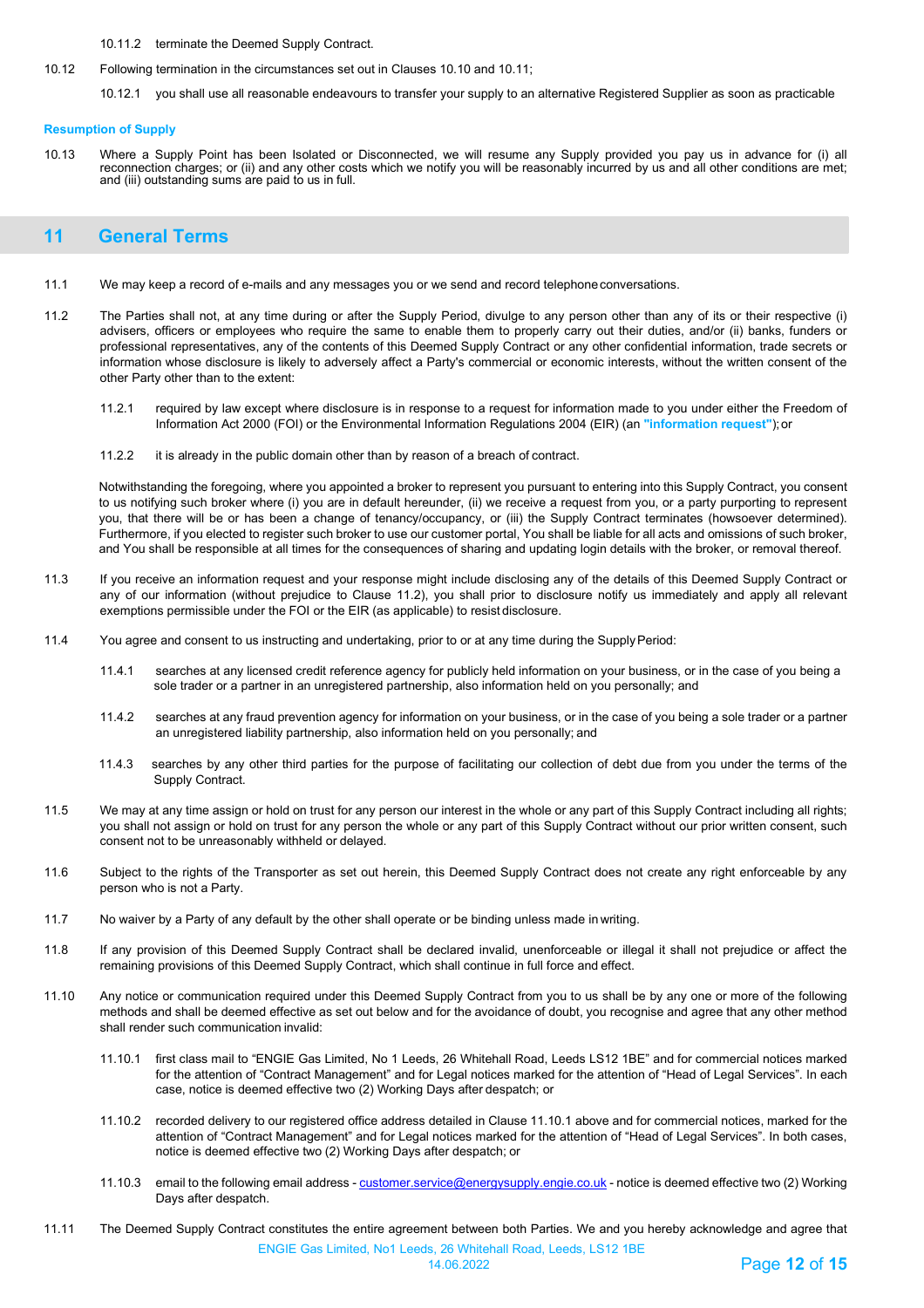10.11.2 terminate the Deemed Supply Contract.

10.12 Following termination in the circumstances set out in Clauses 10.10 and 10.11;

10.12.1 you shall use all reasonable endeavours to transfer your supply to an alternative Registered Supplier as soon as practicable

**Resumption of Supply**

10.13 Where a Supply Point has been Isolated or Disconnected, we will resume any Supply provided you pay us in advance for (i) all reconnection charges; or (ii) and any other costs which we notify you will be reasonably incurred by us and all other conditions are met; and (iii) outstanding sums are paid to us in full.

## 11 General Terms

11.1 We may keep a record of e-mails and any messages you or we send and record telephone conversations.

11.2 The Parties shall not, at any time during or after the Supply Period, divulge to any person other than any of its or their respective (i) advisers, officers or employees who require the same to enable them to properly carry out their duties, and/or (ii) banks, funders or professional representatives, any of the contents of this Deemed Supply Contract or any other confidential information, trade secrets or information whose disclosure is likely to adversely affect a Party's commercial or economic interests, without the written consent of the other Party other than to the extent:

11.2.1 required by law except where disclosure is in response to a request for information made to you under either the Freedom of Information Act 2000 (FOI) or the Environmental Information Regulations 2004 (EIR) (an **"information request"**); or

11.2.2 it is already in the public domain other than by reason of a breach of contract.

Notwithstanding the foregoing, where you appointed a broker to represent you pursuant to entering into this Supply Contract, you consent to us notifying such broker where (i) you are in default hereunder, (ii) we receive a request from you, or a party purporting to represent you, that there will be or has been a change of tenancy/occupancy, or (iii) the Supply Contract terminates (howsoever determined). Furthermore, if you elected to register such broker to use our customer portal, You shall be liable for all acts and omissions of such broker, and You shall be responsible at all times for the consequences of sharing and updating login details with the broker, or removal thereof.

11.3 If you receive an information request and your response might include disclosing any of the details of this Deemed Supply Contract or any of our information (without prejudice to Clause 11.2), you shall prior to disclosure notify us immediately and apply all relevant exemptions permissible under the FOI or the EIR (as applicable) to resist disclosure.

11.4 You agree and consent to us instructing and undertaking, prior to or at any time during the Supply Period:

11.4.1 searches at any licensed credit reference agency for publicly held information on your business, or in the case of you being a sole trader or a partner in an unregistered partnership, also information held on you personally; and

11.4.2 searches at any fraud prevention agency for information on your business, or in the case of you being a sole trader or a partner an unregistered liability partnership, also information held on you personally; and

11.4.3 searches by any other third parties for the purpose of facilitating our collection of debt due from you under the terms of the Supply Contract.

11.5 We may at any time assign or hold on trust for any person our interest in the whole or any part of this Supply Contract including all rights; you shall not assign or hold on trust for any person the whole or any part of this Supply Contract without our prior written consent, such consent not to be unreasonably withheld or delayed.

11.6 Subject to the rights of the Transporter as set out herein, this Deemed Supply Contract does not create any right enforceable by any person who is not a Party.

11.7 No waiver by a Party of any default by the other shall operate or be binding unless made in writing.

11.8 If any provision of this Deemed Supply Contract shall be declared invalid, unenforceable or illegal it shall not prejudice or affect the remaining provisions of this Deemed Supply Contract, which shall continue in full force and effect.

11.10 Any notice or communication required under this Deemed Supply Contract from you to us shall be by any one or more of the following methods and shall be deemed effective as set out below and for the avoidance of doubt, you recognise and agree that any other method shall render such communication invalid:

11.10.1 first class mail to "ENGIE Gas Limited, No 1 Leeds, 26 Whitehall Road, Leeds LS12 1BE" and for commercial notices marked for the attention of "Contract Management" and for Legal notices marked for the attention of "Head of Legal Services". In each case, notice is deemed effective two (2) Working Days after despatch; or

11.10.2 recorded delivery to our registered office address detailed in Clause 11.10.1 above and for commercial notices, marked for the attention of "Contract Management" and for Legal notices marked for the attention of "Head of Legal Services". In both cases, notice is deemed effective two (2) Working Days after despatch; or

11.10.3 email to the following email address - customer.service@energysupply.engie.co.uk - notice is deemed effective two (2) Working Days after despatch.

11.11 The Deemed Supply Contract constitutes the entire agreement between both Parties. We and you hereby acknowledge and agree that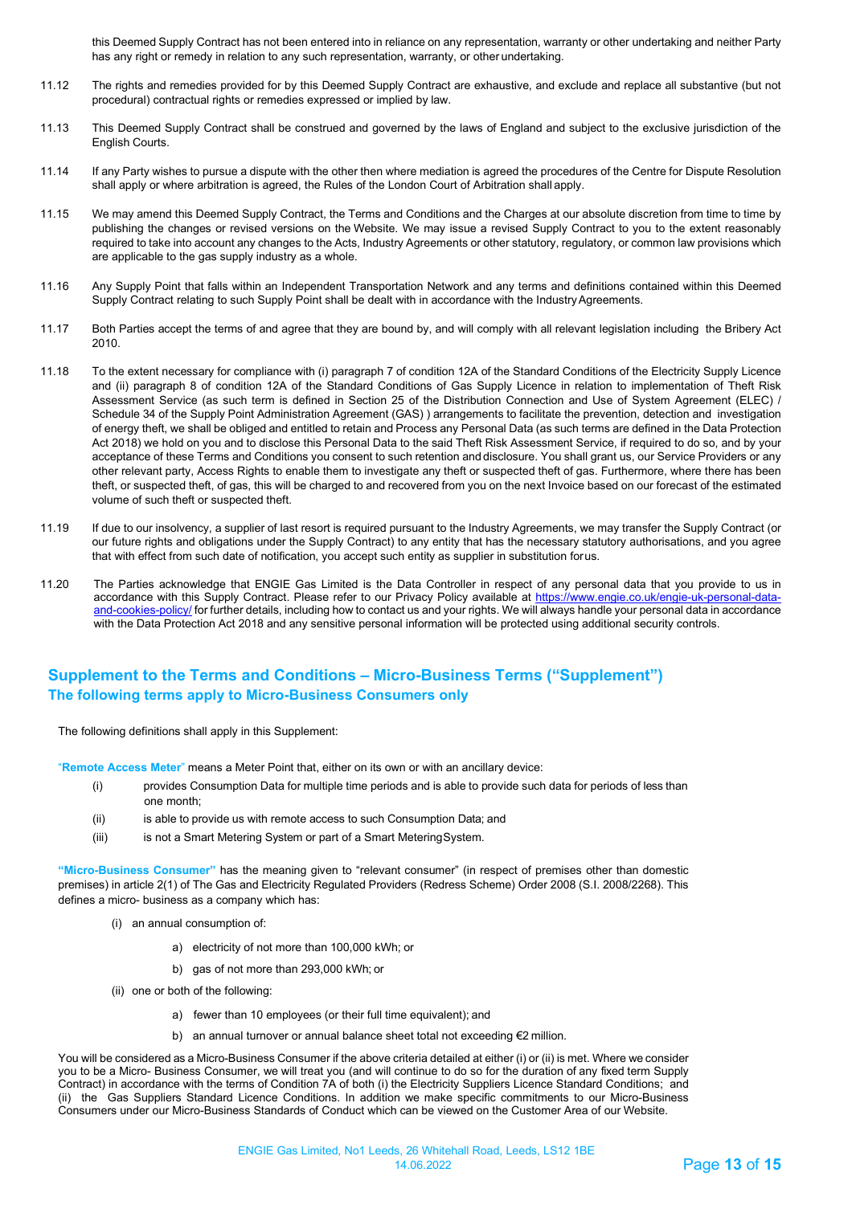this Deemed Supply Contract has not been entered into in reliance on any representation, warranty or other undertaking and neither Party has any right or remedy in relation to any such representation, warranty, or other undertaking.

11.12 The rights and remedies provided for by this Deemed Supply Contract are exhaustive, and exclude and replace all substantive (but not procedural) contractual rights or remedies expressed or implied by law.

11.13 This Deemed Supply Contract shall be construed and governed by the laws of England and subject to the exclusive jurisdiction of the English Courts.

11.14 If any Party wishes to pursue a dispute with the other then where mediation is agreed the procedures of the Centre for Dispute Resolution shall apply or where arbitration is agreed, the Rules of the London Court of Arbitration shall apply.

11.15 We may amend this Deemed Supply Contract, the Terms and Conditions and the Charges at our absolute discretion from time to time by publishing the changes or revised versions on the Website. We may issue a revised Supply Contract to you to the extent reasonably required to take into account any changes to the Acts, Industry Agreements or other statutory, regulatory, or common law provisions which are applicable to the gas supply industry as a whole.

11.16 Any Supply Point that falls within an Independent Transportation Network and any terms and definitions contained within this Deemed Supply Contract relating to such Supply Point shall be dealt with in accordance with the Industry Agreements.

11.17 Both Parties accept the terms of and agree that they are bound by, and will comply with all relevant legislation including the Bribery Act 2010.

11.18 To the extent necessary for compliance with (i) paragraph 7 of condition 12A of the Standard Conditions of the Electricity Supply Licence and (ii) paragraph 8 of condition 12A of the Standard Conditions of Gas Supply Licence in relation to implementation of Theft Risk Assessment Service (as such term is defined in Section 25 of the Distribution Connection and Use of System Agreement (ELEC) / Schedule 34 of the Supply Point Administration Agreement (GAS) ) arrangements to facilitate the prevention, detection and investigation of energy theft, we shall be obliged and entitled to retain and Process any Personal Data (as such terms are defined in the Data Protection Act 2018) we hold on you and to disclose this Personal Data to the said Theft Risk Assessment Service, if required to do so, and by your acceptance of these Terms and Conditions you consent to such retention and disclosure. You shall grant us, our Service Providers or any other relevant party, Access Rights to enable them to investigate any theft or suspected theft of gas. Furthermore, where there has been theft, or suspected theft, of gas, this will be charged to and recovered from you on the next Invoice based on our forecast of the estimated volume of such theft or suspected theft.

11.19 If due to our insolvency, a supplier of last resort is required pursuant to the Industry Agreements, we may transfer the Supply Contract (or our future rights and obligations under the Supply Contract) to any entity that has the necessary statutory authorisations, and you agree that with effect from such date of notification, you accept such entity as supplier in substitution for us.

11.20 The Parties acknowledge that ENGIE Gas Limited is the Data Controller in respect of any personal data that you provide to us in accordance with this Supply Contract. Please refer to our Privacy Policy available at https://www.engie.co.uk/engie-uk-personal-data-and-cookies-policy/ for further details, including how to contact us and your rights. We will always handle your personal data in accordance with the Data Protection Act 2018 and any sensitive personal information will be protected using additional security controls.

## Supplement to the Terms and Conditions – Micro-Business Terms ("Supplement")

### The following terms apply to Micro-Business Consumers only

The following definitions shall apply in this Supplement:

"**Remote Access Meter**" means a Meter Point that, either on its own or with an ancillary device:

(i) provides Consumption Data for multiple time periods and is able to provide such data for periods of less than one month;

(ii) is able to provide us with remote access to such Consumption Data; and

(iii) is not a Smart Metering System or part of a Smart Metering System.

**"Micro-Business Consumer"** has the meaning given to "relevant consumer" (in respect of premises other than domestic premises) in article 2(1) of The Gas and Electricity Regulated Providers (Redress Scheme) Order 2008 (S.I. 2008/2268). This defines a micro- business as a company which has:

(i) an annual consumption of:

  a) electricity of not more than 100,000 kWh; or

  b) gas of not more than 293,000 kWh; or

(ii) one or both of the following:

  a) fewer than 10 employees (or their full time equivalent); and

  b) an annual turnover or annual balance sheet total not exceeding €2 million.

You will be considered as a Micro-Business Consumer if the above criteria detailed at either (i) or (ii) is met. Where we consider you to be a Micro- Business Consumer, we will treat you (and will continue to do so for the duration of any fixed term Supply Contract) in accordance with the terms of Condition 7A of both (i) the Electricity Suppliers Licence Standard Conditions; and (ii) the Gas Suppliers Standard Licence Conditions. In addition we make specific commitments to our Micro-Business Consumers under our Micro-Business Standards of Conduct which can be viewed on the Customer Area of our Website.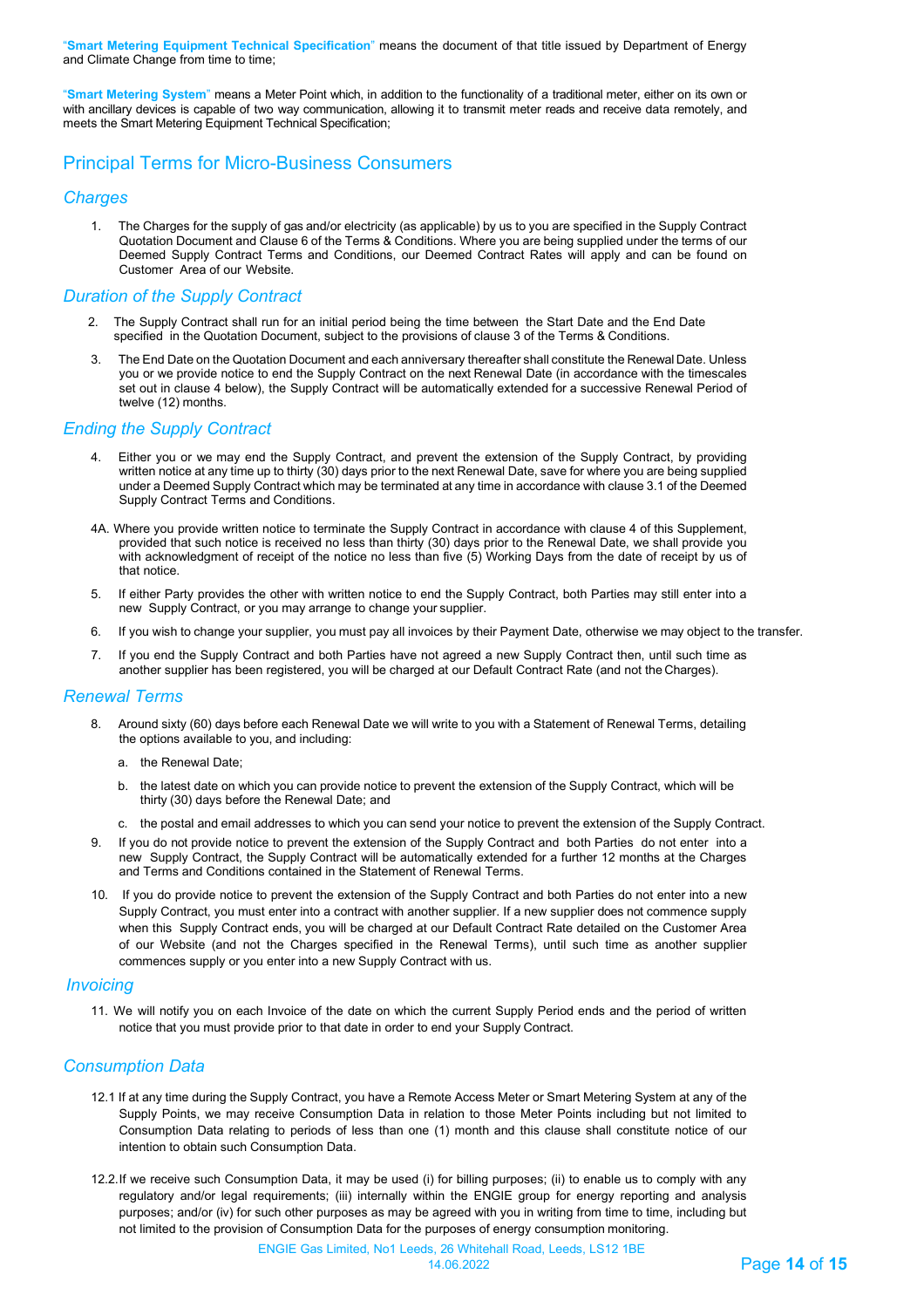"**Smart Metering Equipment Technical Specification**" means the document of that title issued by Department of Energy and Climate Change from time to time;

"**Smart Metering System**" means a Meter Point which, in addition to the functionality of a traditional meter, either on its own or with ancillary devices is capable of two way communication, allowing it to transmit meter reads and receive data remotely, and meets the Smart Metering Equipment Technical Specification;

## Principal Terms for Micro-Business Consumers

### *Charges*

1. The Charges for the supply of gas and/or electricity (as applicable) by us to you are specified in the Supply Contract Quotation Document and Clause 6 of the Terms & Conditions. Where you are being supplied under the terms of our Deemed Supply Contract Terms and Conditions, our Deemed Contract Rates will apply and can be found on Customer Area of our Website.

### *Duration of the Supply Contract*

2. The Supply Contract shall run for an initial period being the time between the Start Date and the End Date specified in the Quotation Document, subject to the provisions of clause 3 of the Terms & Conditions.

3. The End Date on the Quotation Document and each anniversary thereafter shall constitute the Renewal Date. Unless you or we provide notice to end the Supply Contract on the next Renewal Date (in accordance with the timescales set out in clause 4 below), the Supply Contract will be automatically extended for a successive Renewal Period of twelve (12) months.

### *Ending the Supply Contract*

4. Either you or we may end the Supply Contract, and prevent the extension of the Supply Contract, by providing written notice at any time up to thirty (30) days prior to the next Renewal Date, save for where you are being supplied under a Deemed Supply Contract which may be terminated at any time in accordance with clause 3.1 of the Deemed Supply Contract Terms and Conditions.

4A. Where you provide written notice to terminate the Supply Contract in accordance with clause 4 of this Supplement, provided that such notice is received no less than thirty (30) days prior to the Renewal Date, we shall provide you with acknowledgment of receipt of the notice no less than five (5) Working Days from the date of receipt by us of that notice.

5. If either Party provides the other with written notice to end the Supply Contract, both Parties may still enter into a new Supply Contract, or you may arrange to change your supplier.

6. If you wish to change your supplier, you must pay all invoices by their Payment Date, otherwise we may object to the transfer.

7. If you end the Supply Contract and both Parties have not agreed a new Supply Contract then, until such time as another supplier has been registered, you will be charged at our Default Contract Rate (and not the Charges).

### *Renewal Terms*

8. Around sixty (60) days before each Renewal Date we will write to you with a Statement of Renewal Terms, detailing the options available to you, and including:

   a. the Renewal Date;

   b. the latest date on which you can provide notice to prevent the extension of the Supply Contract, which will be thirty (30) days before the Renewal Date; and

   c. the postal and email addresses to which you can send your notice to prevent the extension of the Supply Contract.

9. If you do not provide notice to prevent the extension of the Supply Contract and both Parties do not enter into a new Supply Contract, the Supply Contract will be automatically extended for a further 12 months at the Charges and Terms and Conditions contained in the Statement of Renewal Terms.

10. If you do provide notice to prevent the extension of the Supply Contract and both Parties do not enter into a new Supply Contract, you must enter into a contract with another supplier. If a new supplier does not commence supply when this Supply Contract ends, you will be charged at our Default Contract Rate detailed on the Customer Area of our Website (and not the Charges specified in the Renewal Terms), until such time as another supplier commences supply or you enter into a new Supply Contract with us.

### *Invoicing*

11. We will notify you on each Invoice of the date on which the current Supply Period ends and the period of written notice that you must provide prior to that date in order to end your Supply Contract.

### *Consumption Data*

12.1 If at any time during the Supply Contract, you have a Remote Access Meter or Smart Metering System at any of the Supply Points, we may receive Consumption Data in relation to those Meter Points including but not limited to Consumption Data relating to periods of less than one (1) month and this clause shall constitute notice of our intention to obtain such Consumption Data.

12.2. If we receive such Consumption Data, it may be used (i) for billing purposes; (ii) to enable us to comply with any regulatory and/or legal requirements; (iii) internally within the ENGIE group for energy reporting and analysis purposes; and/or (iv) for such other purposes as may be agreed with you in writing from time to time, including but not limited to the provision of Consumption Data for the purposes of energy consumption monitoring.

ENGIE Gas Limited, No1 Leeds, 26 Whitehall Road, Leeds, LS12 1BE
14.06.2022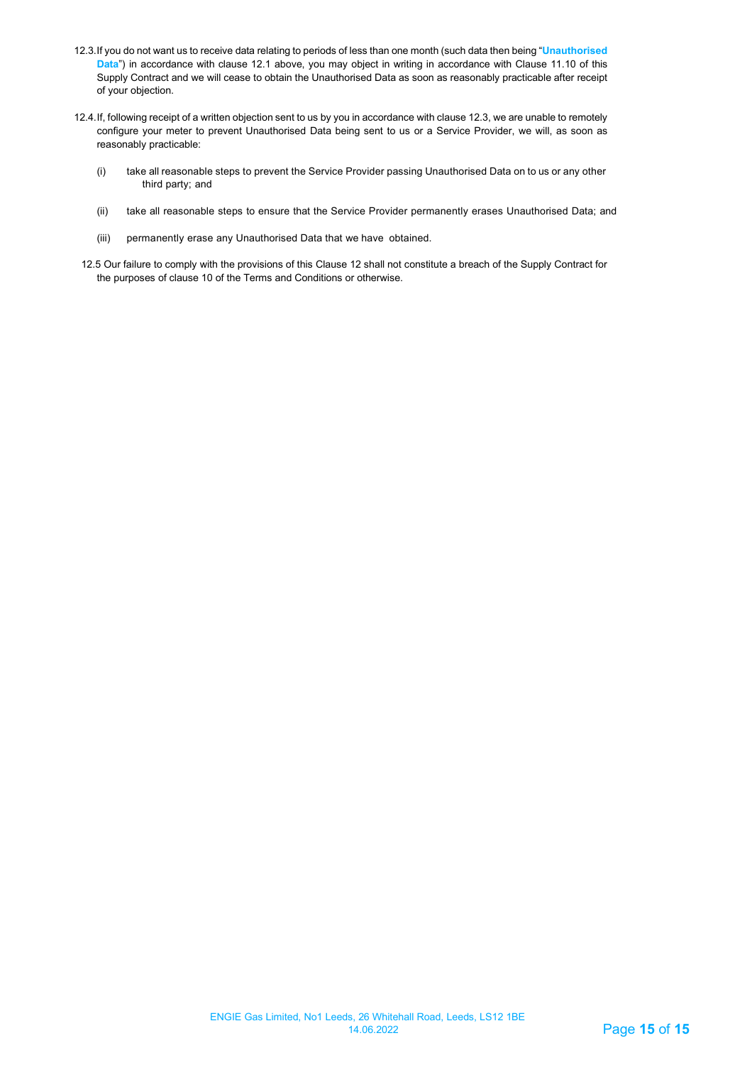12.3. If you do not want us to receive data relating to periods of less than one month (such data then being "**Unauthorised Data**") in accordance with clause 12.1 above, you may object in writing in accordance with Clause 11.10 of this Supply Contract and we will cease to obtain the Unauthorised Data as soon as reasonably practicable after receipt of your objection.

12.4. If, following receipt of a written objection sent to us by you in accordance with clause 12.3, we are unable to remotely configure your meter to prevent Unauthorised Data being sent to us or a Service Provider, we will, as soon as reasonably practicable:

(i) take all reasonable steps to prevent the Service Provider passing Unauthorised Data on to us or any other third party; and

(ii) take all reasonable steps to ensure that the Service Provider permanently erases Unauthorised Data; and

(iii) permanently erase any Unauthorised Data that we have obtained.

12.5 Our failure to comply with the provisions of this Clause 12 shall not constitute a breach of the Supply Contract for the purposes of clause 10 of the Terms and Conditions or otherwise.

ENGIE Gas Limited, No1 Leeds, 26 Whitehall Road, Leeds, LS12 1BE
14.06.2022